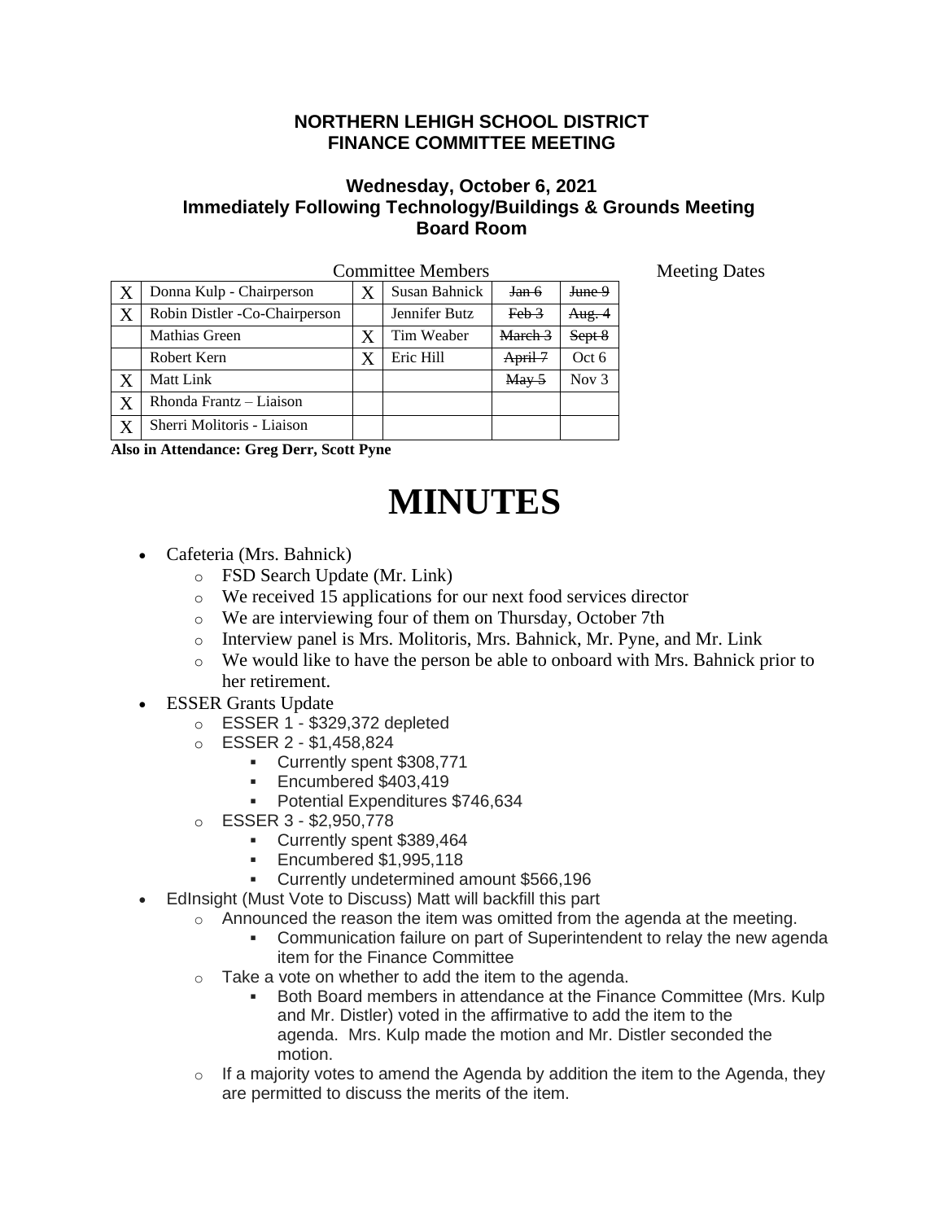**NORTHERN LEHIGH SCHOOL DISTRICT**
**FINANCE COMMITTEE MEETING**

**Wednesday, October 6, 2021**
**Immediately Following Technology/Buildings & Grounds Meeting**
**Board Room**

| | Committee Members | | | Meeting Dates | |
|---|---|---|---|---|---|
| X | Donna Kulp - Chairperson | X | Susan Bahnick | ~~Jan 6~~ | ~~June 9~~ |
| X | Robin Distler -Co-Chairperson | | Jennifer Butz | ~~Feb 3~~ | ~~Aug. 4~~ |
| | Mathias Green | X | Tim Weaber | ~~March 3~~ | ~~Sept 8~~ |
| | Robert Kern | X | Eric Hill | ~~April 7~~ | Oct 6 |
| X | Matt Link | | | ~~May 5~~ | Nov 3 |
| X | Rhonda Frantz – Liaison | | | | |
| X | Sherri Molitoris - Liaison | | | | |

**Also in Attendance: Greg Derr, Scott Pyne**

# MINUTES

- Cafeteria (Mrs. Bahnick)
  - FSD Search Update (Mr. Link)
  - We received 15 applications for our next food services director
  - We are interviewing four of them on Thursday, October 7th
  - Interview panel is Mrs. Molitoris, Mrs. Bahnick, Mr. Pyne, and Mr. Link
  - We would like to have the person be able to onboard with Mrs. Bahnick prior to her retirement.
- ESSER Grants Update
  - ESSER 1 - $329,372 depleted
  - ESSER 2 - $1,458,824
    - Currently spent $308,771
    - Encumbered $403,419
    - Potential Expenditures $746,634
  - ESSER 3 - $2,950,778
    - Currently spent $389,464
    - Encumbered $1,995,118
    - Currently undetermined amount $566,196
- EdInsight (Must Vote to Discuss) Matt will backfill this part
  - Announced the reason the item was omitted from the agenda at the meeting.
    - Communication failure on part of Superintendent to relay the new agenda item for the Finance Committee
  - Take a vote on whether to add the item to the agenda.
    - Both Board members in attendance at the Finance Committee (Mrs. Kulp and Mr. Distler) voted in the affirmative to add the item to the agenda. Mrs. Kulp made the motion and Mr. Distler seconded the motion.
  - If a majority votes to amend the Agenda by addition the item to the Agenda, they are permitted to discuss the merits of the item.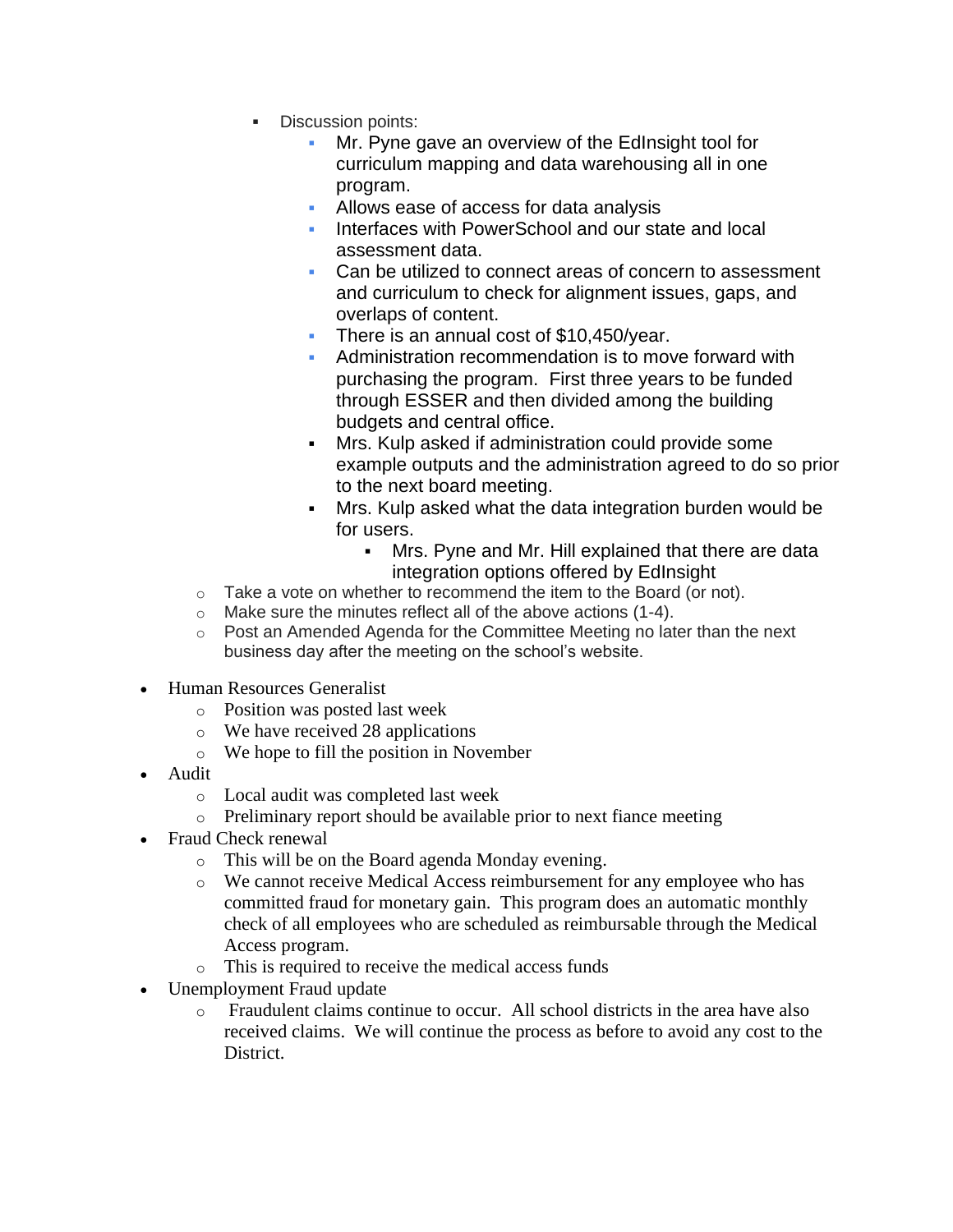- Discussion points:
  - Mr. Pyne gave an overview of the EdInsight tool for curriculum mapping and data warehousing all in one program.
  - Allows ease of access for data analysis
  - Interfaces with PowerSchool and our state and local assessment data.
  - Can be utilized to connect areas of concern to assessment and curriculum to check for alignment issues, gaps, and overlaps of content.
  - There is an annual cost of $10,450/year.
  - Administration recommendation is to move forward with purchasing the program. First three years to be funded through ESSER and then divided among the building budgets and central office.
  - Mrs. Kulp asked if administration could provide some example outputs and the administration agreed to do so prior to the next board meeting.
  - Mrs. Kulp asked what the data integration burden would be for users.
    - Mrs. Pyne and Mr. Hill explained that there are data integration options offered by EdInsight

- Take a vote on whether to recommend the item to the Board (or not).
- Make sure the minutes reflect all of the above actions (1-4).
- Post an Amended Agenda for the Committee Meeting no later than the next business day after the meeting on the school's website.

- Human Resources Generalist
  - Position was posted last week
  - We have received 28 applications
  - We hope to fill the position in November
- Audit
  - Local audit was completed last week
  - Preliminary report should be available prior to next fiance meeting
- Fraud Check renewal
  - This will be on the Board agenda Monday evening.
  - We cannot receive Medical Access reimbursement for any employee who has committed fraud for monetary gain. This program does an automatic monthly check of all employees who are scheduled as reimbursable through the Medical Access program.
  - This is required to receive the medical access funds
- Unemployment Fraud update
  - Fraudulent claims continue to occur. All school districts in the area have also received claims. We will continue the process as before to avoid any cost to the District.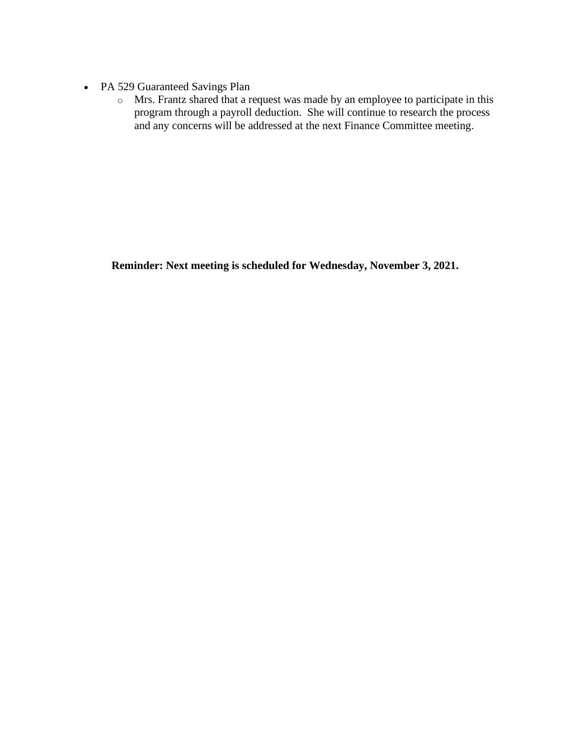- PA 529 Guaranteed Savings Plan
  - Mrs. Frantz shared that a request was made by an employee to participate in this program through a payroll deduction. She will continue to research the process and any concerns will be addressed at the next Finance Committee meeting.

**Reminder: Next meeting is scheduled for Wednesday, November 3, 2021.**